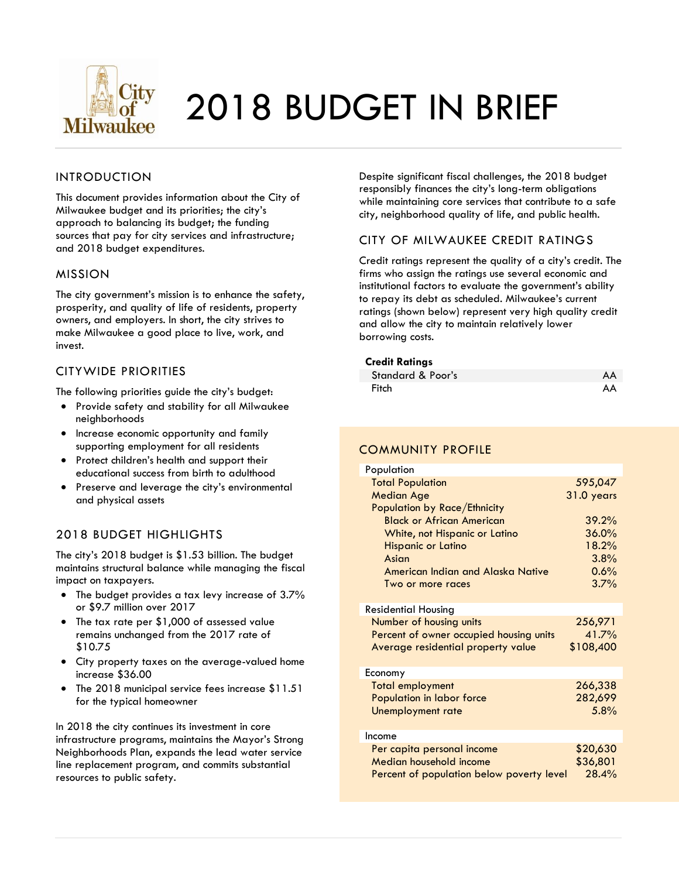# 2018 BUDGET IN BRIEF

## INTRODUCTION

This document provides information about the City of Milwaukee budget and its priorities; the city's approach to balancing its budget; the funding sources that pay for city services and infrastructure; and 2018 budget expenditures.

## MISSION

The city government's mission is to enhance the safety, prosperity, and quality of life of residents, property owners, and employers. In short, the city strives to make Milwaukee a good place to live, work, and invest.

## CITYWIDE PRIORITIES

The following priorities guide the city's budget:

- Provide safety and stability for all Milwaukee neighborhoods
- Increase economic opportunity and family supporting employment for all residents
- Protect children's health and support their educational success from birth to adulthood
- Preserve and leverage the city's environmental and physical assets

## 2018 BUDGET HIGHLIGHTS

The city's 2018 budget is $1.53 billion. The budget maintains structural balance while managing the fiscal impact on taxpayers.

- The budget provides a tax levy increase of 3.7% or $9.7 million over 2017
- The tax rate per $1,000 of assessed value remains unchanged from the 2017 rate of $10.75
- City property taxes on the average-valued home increase $36.00
- The 2018 municipal service fees increase $11.51 for the typical homeowner

In 2018 the city continues its investment in core infrastructure programs, maintains the Mayor's Strong Neighborhoods Plan, expands the lead water service line replacement program, and commits substantial resources to public safety.

Despite significant fiscal challenges, the 2018 budget responsibly finances the city's long-term obligations while maintaining core services that contribute to a safe city, neighborhood quality of life, and public health.

## CITY OF MILWAUKEE CREDIT RATINGS

Credit ratings represent the quality of a city's credit. The firms who assign the ratings use several economic and institutional factors to evaluate the government's ability to repay its debt as scheduled. Milwaukee's current ratings (shown below) represent very high quality credit and allow the city to maintain relatively lower borrowing costs.

| Credit Ratings | |
|---|---|
| Standard & Poor's | AA |
| Fitch | AA |

## COMMUNITY PROFILE

| | |
|---|---|
| **Population** | |
| Total Population | 595,047 |
| Median Age | 31.0 years |
| Population by Race/Ethnicity | |
| Black or African American | 39.2% |
| White, not Hispanic or Latino | 36.0% |
| Hispanic or Latino | 18.2% |
| Asian | 3.8% |
| American Indian and Alaska Native | 0.6% |
| Two or more races | 3.7% |
| **Residential Housing** | |
| Number of housing units | 256,971 |
| Percent of owner occupied housing units | 41.7% |
| Average residential property value | $108,400 |
| **Economy** | |
| Total employment | 266,338 |
| Population in labor force | 282,699 |
| Unemployment rate | 5.8% |
| **Income** | |
| Per capita personal income | $20,630 |
| Median household income | $36,801 |
| Percent of population below poverty level | 28.4% |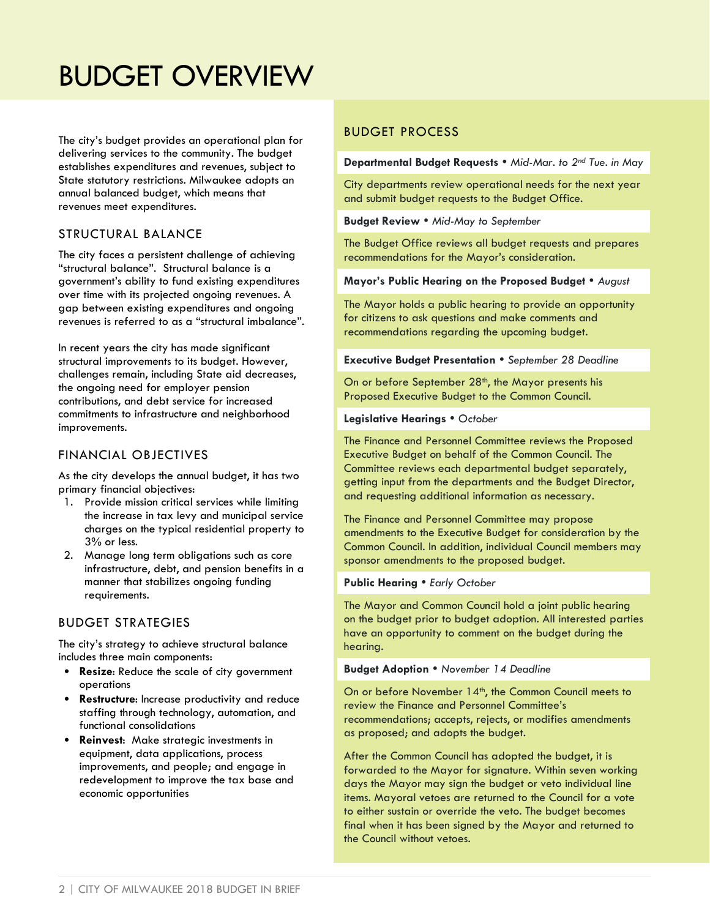# BUDGET OVERVIEW

The city's budget provides an operational plan for delivering services to the community. The budget establishes expenditures and revenues, subject to State statutory restrictions. Milwaukee adopts an annual balanced budget, which means that revenues meet expenditures.

## STRUCTURAL BALANCE

The city faces a persistent challenge of achieving "structural balance". Structural balance is a government's ability to fund existing expenditures over time with its projected ongoing revenues. A gap between existing expenditures and ongoing revenues is referred to as a "structural imbalance".

In recent years the city has made significant structural improvements to its budget. However, challenges remain, including State aid decreases, the ongoing need for employer pension contributions, and debt service for increased commitments to infrastructure and neighborhood improvements.

## FINANCIAL OBJECTIVES

As the city develops the annual budget, it has two primary financial objectives:

1. Provide mission critical services while limiting the increase in tax levy and municipal service charges on the typical residential property to 3% or less.
2. Manage long term obligations such as core infrastructure, debt, and pension benefits in a manner that stabilizes ongoing funding requirements.

## BUDGET STRATEGIES

The city's strategy to achieve structural balance includes three main components:

- **Resize**: Reduce the scale of city government operations
- **Restructure**: Increase productivity and reduce staffing through technology, automation, and functional consolidations
- **Reinvest**: Make strategic investments in equipment, data applications, process improvements, and people; and engage in redevelopment to improve the tax base and economic opportunities

## BUDGET PROCESS

**Departmental Budget Requests** • *Mid-Mar. to 2nd Tue. in May*

City departments review operational needs for the next year and submit budget requests to the Budget Office.

**Budget Review** • *Mid-May to September*

The Budget Office reviews all budget requests and prepares recommendations for the Mayor's consideration.

**Mayor's Public Hearing on the Proposed Budget** • *August*

The Mayor holds a public hearing to provide an opportunity for citizens to ask questions and make comments and recommendations regarding the upcoming budget.

**Executive Budget Presentation** • *September 28 Deadline*

On or before September 28th, the Mayor presents his Proposed Executive Budget to the Common Council.

**Legislative Hearings** • *October*

The Finance and Personnel Committee reviews the Proposed Executive Budget on behalf of the Common Council. The Committee reviews each departmental budget separately, getting input from the departments and the Budget Director, and requesting additional information as necessary.

The Finance and Personnel Committee may propose amendments to the Executive Budget for consideration by the Common Council. In addition, individual Council members may sponsor amendments to the proposed budget.

**Public Hearing** • *Early October*

The Mayor and Common Council hold a joint public hearing on the budget prior to budget adoption. All interested parties have an opportunity to comment on the budget during the hearing.

**Budget Adoption** • *November 14 Deadline*

On or before November 14th, the Common Council meets to review the Finance and Personnel Committee's recommendations; accepts, rejects, or modifies amendments as proposed; and adopts the budget.

After the Common Council has adopted the budget, it is forwarded to the Mayor for signature. Within seven working days the Mayor may sign the budget or veto individual line items. Mayoral vetoes are returned to the Council for a vote to either sustain or override the veto. The budget becomes final when it has been signed by the Mayor and returned to the Council without vetoes.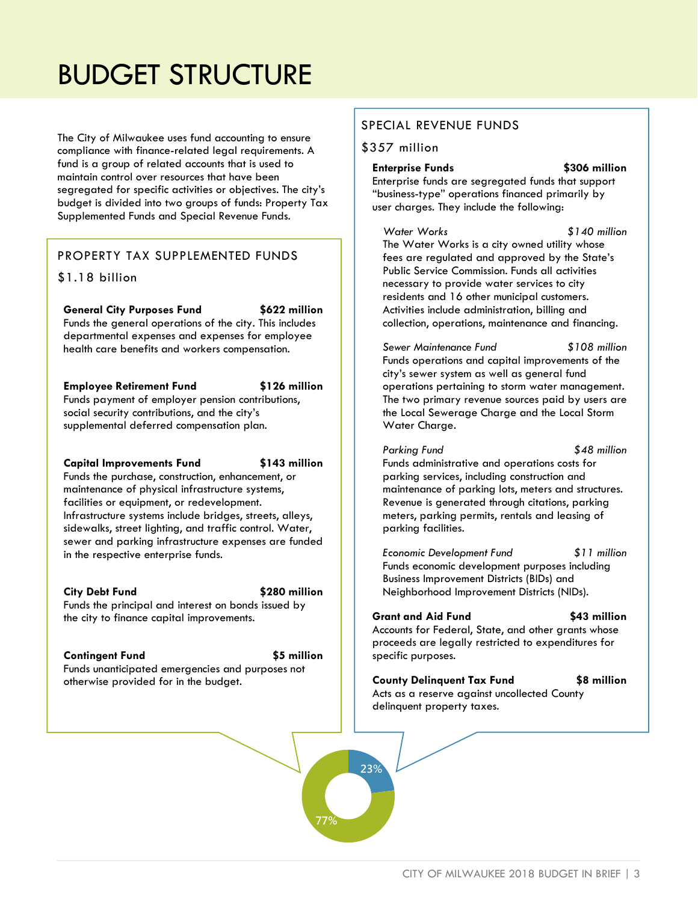# BUDGET STRUCTURE

The City of Milwaukee uses fund accounting to ensure compliance with finance-related legal requirements. A fund is a group of related accounts that is used to maintain control over resources that have been segregated for specific activities or objectives. The city's budget is divided into two groups of funds: Property Tax Supplemented Funds and Special Revenue Funds.

## PROPERTY TAX SUPPLEMENTED FUNDS

$1.18 billion

**General City Purposes Fund** **$622 million**
Funds the general operations of the city. This includes departmental expenses and expenses for employee health care benefits and workers compensation.

**Employee Retirement Fund** **$126 million**
Funds payment of employer pension contributions, social security contributions, and the city's supplemental deferred compensation plan.

**Capital Improvements Fund** **$143 million**
Funds the purchase, construction, enhancement, or maintenance of physical infrastructure systems, facilities or equipment, or redevelopment. Infrastructure systems include bridges, streets, alleys, sidewalks, street lighting, and traffic control. Water, sewer and parking infrastructure expenses are funded in the respective enterprise funds.

**City Debt Fund** **$280 million**
Funds the principal and interest on bonds issued by the city to finance capital improvements.

**Contingent Fund** **$5 million**
Funds unanticipated emergencies and purposes not otherwise provided for in the budget.

## SPECIAL REVENUE FUNDS

$357 million

**Enterprise Funds** **$306 million**
Enterprise funds are segregated funds that support "business-type" operations financed primarily by user charges. They include the following:

*Water Works* *$140 million*
The Water Works is a city owned utility whose fees are regulated and approved by the State's Public Service Commission. Funds all activities necessary to provide water services to city residents and 16 other municipal customers. Activities include administration, billing and collection, operations, maintenance and financing.

*Sewer Maintenance Fund* *$108 million*
Funds operations and capital improvements of the city's sewer system as well as general fund operations pertaining to storm water management. The two primary revenue sources paid by users are the Local Sewerage Charge and the Local Storm Water Charge.

*Parking Fund* *$48 million*
Funds administrative and operations costs for parking services, including construction and maintenance of parking lots, meters and structures. Revenue is generated through citations, parking meters, parking permits, rentals and leasing of parking facilities.

*Economic Development Fund* *$11 million*
Funds economic development purposes including Business Improvement Districts (BIDs) and Neighborhood Improvement Districts (NIDs).

**Grant and Aid Fund** **$43 million**
Accounts for Federal, State, and other grants whose proceeds are legally restricted to expenditures for specific purposes.

**County Delinquent Tax Fund** **$8 million**
Acts as a reserve against uncollected County delinquent property taxes.

23%

77%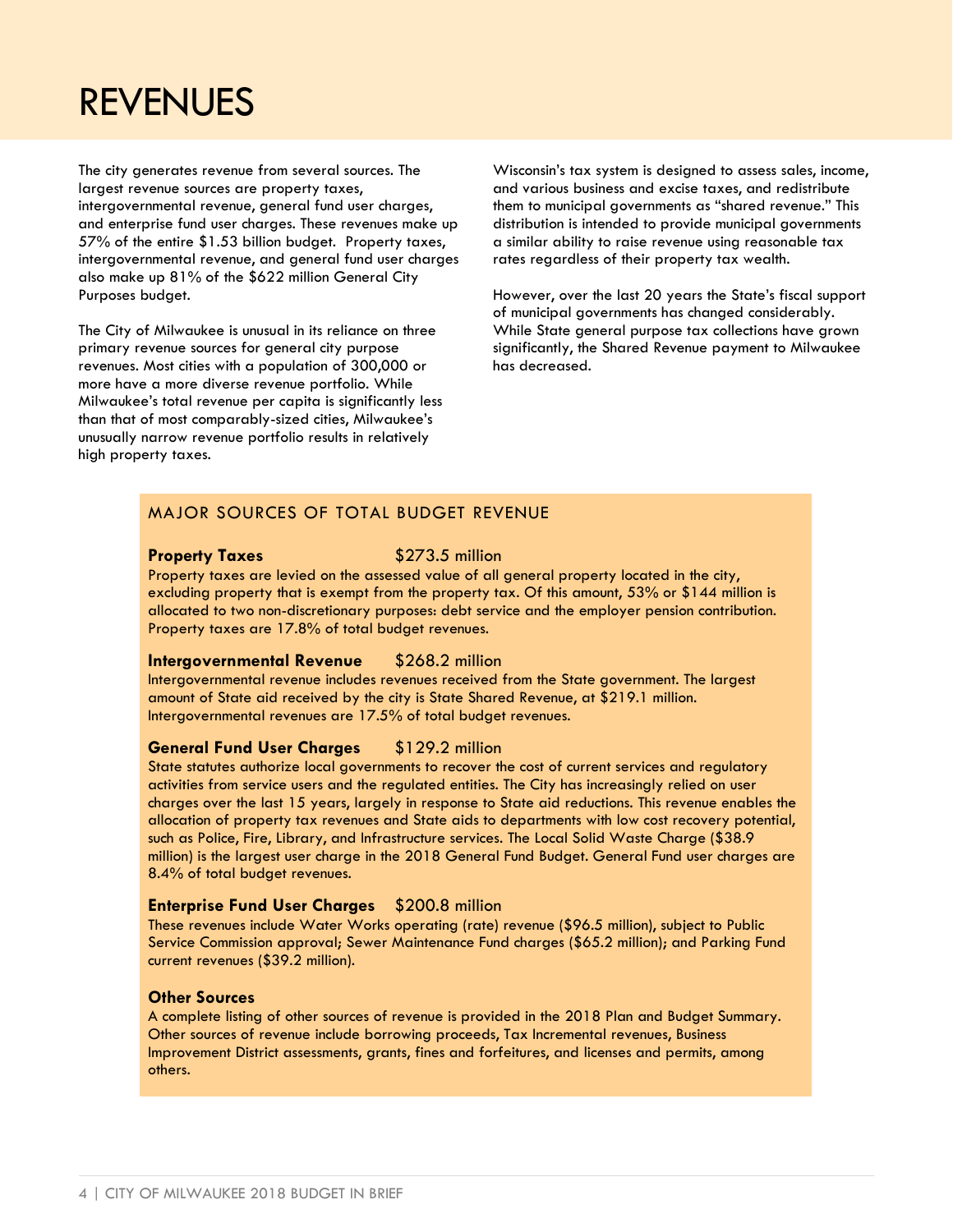# REVENUES

The city generates revenue from several sources. The largest revenue sources are property taxes, intergovernmental revenue, general fund user charges, and enterprise fund user charges. These revenues make up 57% of the entire $1.53 billion budget. Property taxes, intergovernmental revenue, and general fund user charges also make up 81% of the $622 million General City Purposes budget.

The City of Milwaukee is unusual in its reliance on three primary revenue sources for general city purpose revenues. Most cities with a population of 300,000 or more have a more diverse revenue portfolio. While Milwaukee's total revenue per capita is significantly less than that of most comparably-sized cities, Milwaukee's unusually narrow revenue portfolio results in relatively high property taxes.

Wisconsin's tax system is designed to assess sales, income, and various business and excise taxes, and redistribute them to municipal governments as "shared revenue." This distribution is intended to provide municipal governments a similar ability to raise revenue using reasonable tax rates regardless of their property tax wealth.

However, over the last 20 years the State's fiscal support of municipal governments has changed considerably. While State general purpose tax collections have grown significantly, the Shared Revenue payment to Milwaukee has decreased.

## MAJOR SOURCES OF TOTAL BUDGET REVENUE

**Property Taxes** $273.5 million

Property taxes are levied on the assessed value of all general property located in the city, excluding property that is exempt from the property tax. Of this amount, 53% or $144 million is allocated to two non-discretionary purposes: debt service and the employer pension contribution. Property taxes are 17.8% of total budget revenues.

**Intergovernmental Revenue** $268.2 million

Intergovernmental revenue includes revenues received from the State government. The largest amount of State aid received by the city is State Shared Revenue, at $219.1 million. Intergovernmental revenues are 17.5% of total budget revenues.

**General Fund User Charges** $129.2 million

State statutes authorize local governments to recover the cost of current services and regulatory activities from service users and the regulated entities. The City has increasingly relied on user charges over the last 15 years, largely in response to State aid reductions. This revenue enables the allocation of property tax revenues and State aids to departments with low cost recovery potential, such as Police, Fire, Library, and Infrastructure services. The Local Solid Waste Charge ($38.9 million) is the largest user charge in the 2018 General Fund Budget. General Fund user charges are 8.4% of total budget revenues.

**Enterprise Fund User Charges** $200.8 million

These revenues include Water Works operating (rate) revenue ($96.5 million), subject to Public Service Commission approval; Sewer Maintenance Fund charges ($65.2 million); and Parking Fund current revenues ($39.2 million).

**Other Sources**

A complete listing of other sources of revenue is provided in the 2018 Plan and Budget Summary. Other sources of revenue include borrowing proceeds, Tax Incremental revenues, Business Improvement District assessments, grants, fines and forfeitures, and licenses and permits, among others.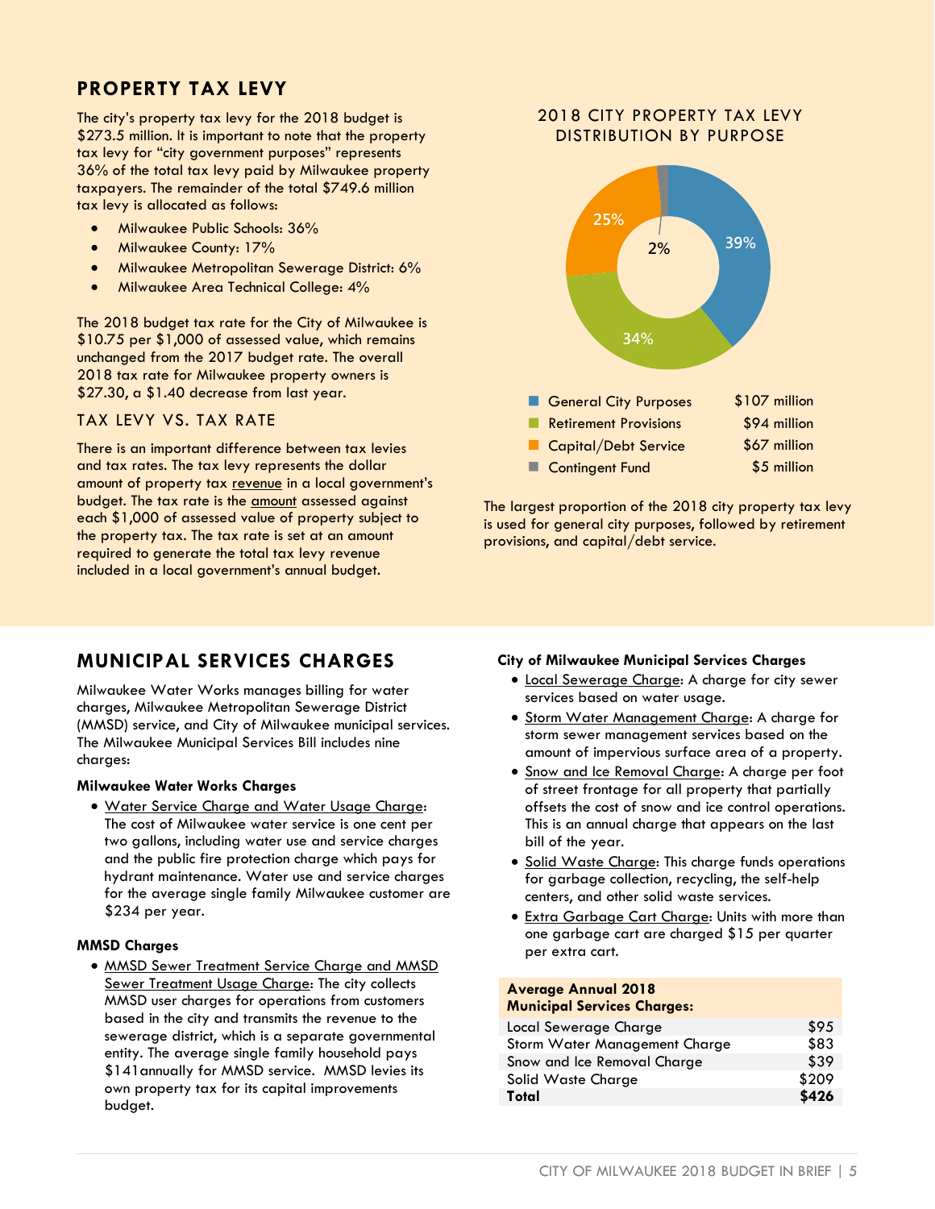## PROPERTY TAX LEVY

The city's property tax levy for the 2018 budget is $273.5 million. It is important to note that the property tax levy for "city government purposes" represents 36% of the total tax levy paid by Milwaukee property taxpayers. The remainder of the total $749.6 million tax levy is allocated as follows:

- Milwaukee Public Schools: 36%
- Milwaukee County: 17%
- Milwaukee Metropolitan Sewerage District: 6%
- Milwaukee Area Technical College: 4%

The 2018 budget tax rate for the City of Milwaukee is $10.75 per $1,000 of assessed value, which remains unchanged from the 2017 budget rate. The overall 2018 tax rate for Milwaukee property owners is $27.30, a $1.40 decrease from last year.

### TAX LEVY VS. TAX RATE

There is an important difference between tax levies and tax rates. The tax levy represents the dollar amount of property tax revenue in a local government's budget. The tax rate is the amount assessed against each $1,000 of assessed value of property subject to the property tax. The tax rate is set at an amount required to generate the total tax levy revenue included in a local government's annual budget.

### 2018 CITY PROPERTY TAX LEVY DISTRIBUTION BY PURPOSE

| Purpose | Share | Amount |
|---|---|---|
| General City Purposes | 39% | $107 million |
| Retirement Provisions | 34% | $94 million |
| Capital/Debt Service | 25% | $67 million |
| Contingent Fund | 2% | $5 million |

The largest proportion of the 2018 city property tax levy is used for general city purposes, followed by retirement provisions, and capital/debt service.

## MUNICIPAL SERVICES CHARGES

Milwaukee Water Works manages billing for water charges, Milwaukee Metropolitan Sewerage District (MMSD) service, and City of Milwaukee municipal services. The Milwaukee Municipal Services Bill includes nine charges:

**Milwaukee Water Works Charges**

- Water Service Charge and Water Usage Charge: The cost of Milwaukee water service is one cent per two gallons, including water use and service charges and the public fire protection charge which pays for hydrant maintenance. Water use and service charges for the average single family Milwaukee customer are $234 per year.

**MMSD Charges**

- MMSD Sewer Treatment Service Charge and MMSD Sewer Treatment Usage Charge: The city collects MMSD user charges for operations from customers based in the city and transmits the revenue to the sewerage district, which is a separate governmental entity. The average single family household pays $141annually for MMSD service. MMSD levies its own property tax for its capital improvements budget.

**City of Milwaukee Municipal Services Charges**

- Local Sewerage Charge: A charge for city sewer services based on water usage.
- Storm Water Management Charge: A charge for storm sewer management services based on the amount of impervious surface area of a property.
- Snow and Ice Removal Charge: A charge per foot of street frontage for all property that partially offsets the cost of snow and ice control operations. This is an annual charge that appears on the last bill of the year.
- Solid Waste Charge: This charge funds operations for garbage collection, recycling, the self-help centers, and other solid waste services.
- Extra Garbage Cart Charge: Units with more than one garbage cart are charged $15 per quarter per extra cart.

| Average Annual 2018 Municipal Services Charges: | |
|---|---|
| Local Sewerage Charge | $95 |
| Storm Water Management Charge | $83 |
| Snow and Ice Removal Charge | $39 |
| Solid Waste Charge | $209 |
| **Total** | **$426** |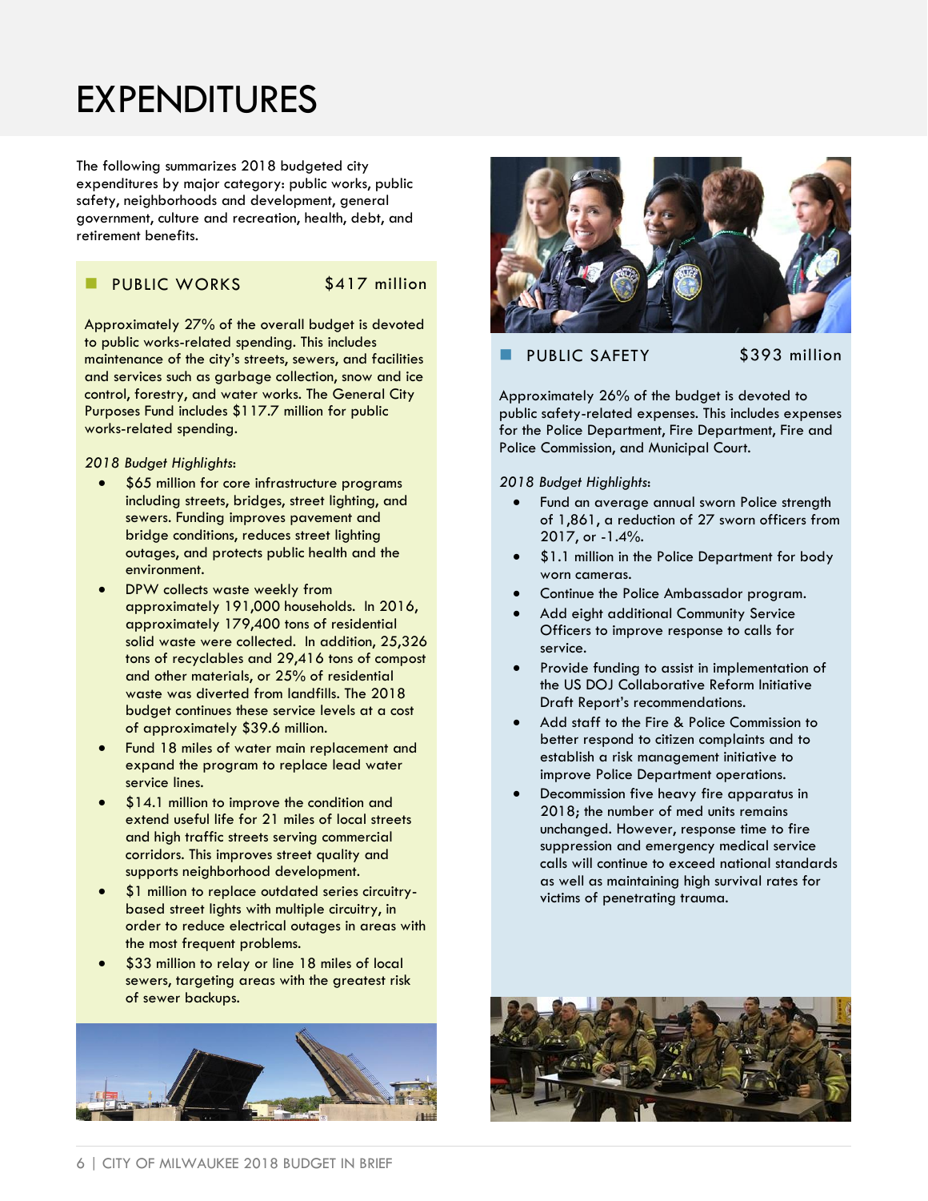# EXPENDITURES

The following summarizes 2018 budgeted city expenditures by major category: public works, public safety, neighborhoods and development, general government, culture and recreation, health, debt, and retirement benefits.

## PUBLIC WORKS $417 million

Approximately 27% of the overall budget is devoted to public works-related spending. This includes maintenance of the city's streets, sewers, and facilities and services such as garbage collection, snow and ice control, forestry, and water works. The General City Purposes Fund includes $117.7 million for public works-related spending.

*2018 Budget Highlights*:

- $65 million for core infrastructure programs including streets, bridges, street lighting, and sewers. Funding improves pavement and bridge conditions, reduces street lighting outages, and protects public health and the environment.
- DPW collects waste weekly from approximately 191,000 households. In 2016, approximately 179,400 tons of residential solid waste were collected. In addition, 25,326 tons of recyclables and 29,416 tons of compost and other materials, or 25% of residential waste was diverted from landfills. The 2018 budget continues these service levels at a cost of approximately $39.6 million.
- Fund 18 miles of water main replacement and expand the program to replace lead water service lines.
- $14.1 million to improve the condition and extend useful life for 21 miles of local streets and high traffic streets serving commercial corridors. This improves street quality and supports neighborhood development.
- $1 million to replace outdated series circuitry-based street lights with multiple circuitry, in order to reduce electrical outages in areas with the most frequent problems.
- $33 million to relay or line 18 miles of local sewers, targeting areas with the greatest risk of sewer backups.

## PUBLIC SAFETY $393 million

Approximately 26% of the budget is devoted to public safety-related expenses. This includes expenses for the Police Department, Fire Department, Fire and Police Commission, and Municipal Court.

*2018 Budget Highlights*:

- Fund an average annual sworn Police strength of 1,861, a reduction of 27 sworn officers from 2017, or -1.4%.
- $1.1 million in the Police Department for body worn cameras.
- Continue the Police Ambassador program.
- Add eight additional Community Service Officers to improve response to calls for service.
- Provide funding to assist in implementation of the US DOJ Collaborative Reform Initiative Draft Report's recommendations.
- Add staff to the Fire & Police Commission to better respond to citizen complaints and to establish a risk management initiative to improve Police Department operations.
- Decommission five heavy fire apparatus in 2018; the number of med units remains unchanged. However, response time to fire suppression and emergency medical service calls will continue to exceed national standards as well as maintaining high survival rates for victims of penetrating trauma.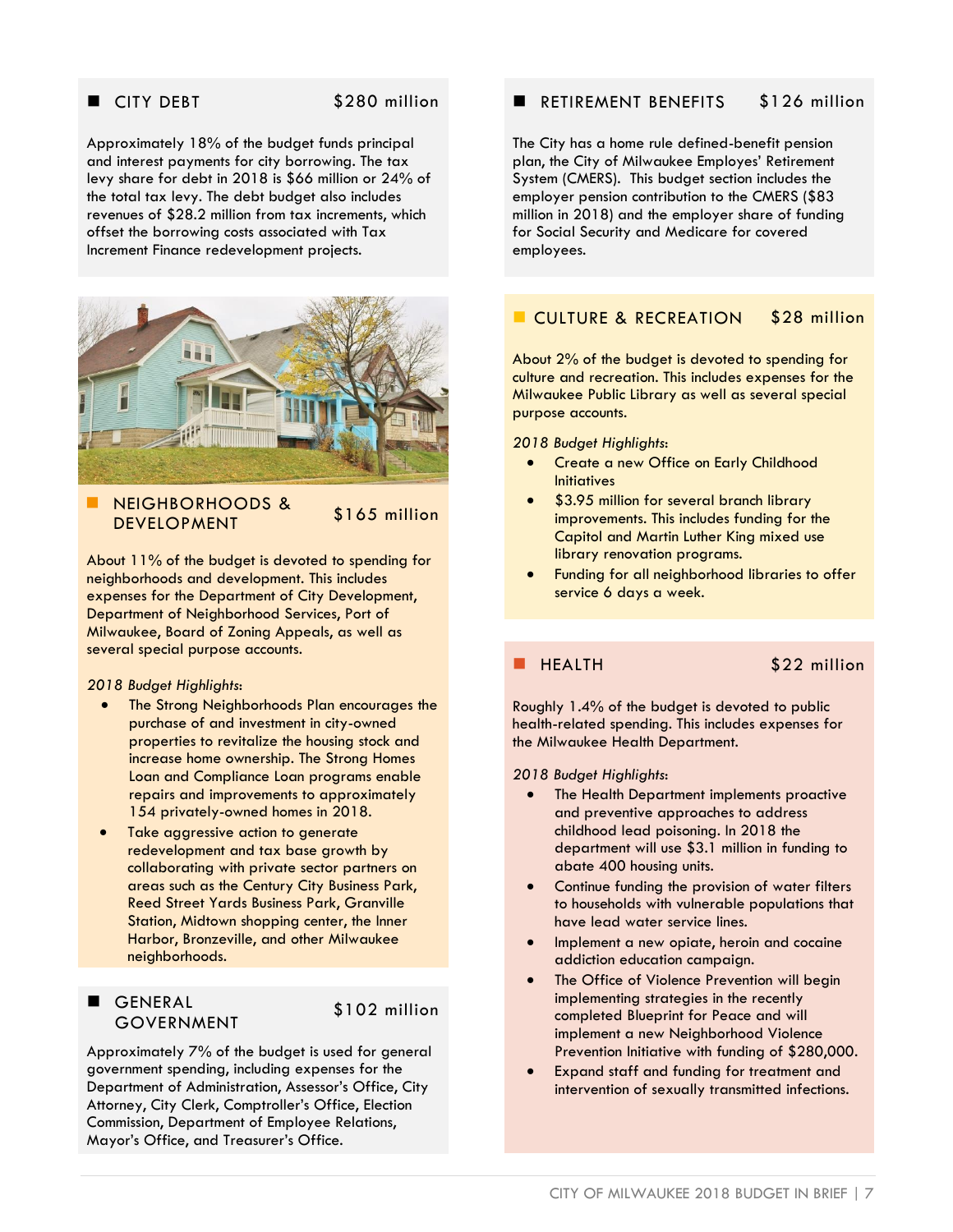## CITY DEBT — $280 million

Approximately 18% of the budget funds principal and interest payments for city borrowing. The tax levy share for debt in 2018 is $66 million or 24% of the total tax levy. The debt budget also includes revenues of $28.2 million from tax increments, which offset the borrowing costs associated with Tax Increment Finance redevelopment projects.

## NEIGHBORHOODS & DEVELOPMENT — $165 million

About 11% of the budget is devoted to spending for neighborhoods and development. This includes expenses for the Department of City Development, Department of Neighborhood Services, Port of Milwaukee, Board of Zoning Appeals, as well as several special purpose accounts.

*2018 Budget Highlights:*

- The Strong Neighborhoods Plan encourages the purchase of and investment in city-owned properties to revitalize the housing stock and increase home ownership. The Strong Homes Loan and Compliance Loan programs enable repairs and improvements to approximately 154 privately-owned homes in 2018.
- Take aggressive action to generate redevelopment and tax base growth by collaborating with private sector partners on areas such as the Century City Business Park, Reed Street Yards Business Park, Granville Station, Midtown shopping center, the Inner Harbor, Bronzeville, and other Milwaukee neighborhoods.

## GENERAL GOVERNMENT — $102 million

Approximately 7% of the budget is used for general government spending, including expenses for the Department of Administration, Assessor's Office, City Attorney, City Clerk, Comptroller's Office, Election Commission, Department of Employee Relations, Mayor's Office, and Treasurer's Office.

## RETIREMENT BENEFITS — $126 million

The City has a home rule defined-benefit pension plan, the City of Milwaukee Employes' Retirement System (CMERS). This budget section includes the employer pension contribution to the CMERS ($83 million in 2018) and the employer share of funding for Social Security and Medicare for covered employees.

## CULTURE & RECREATION — $28 million

About 2% of the budget is devoted to spending for culture and recreation. This includes expenses for the Milwaukee Public Library as well as several special purpose accounts.

*2018 Budget Highlights:*

- Create a new Office on Early Childhood Initiatives
- $3.95 million for several branch library improvements. This includes funding for the Capitol and Martin Luther King mixed use library renovation programs.
- Funding for all neighborhood libraries to offer service 6 days a week.

## HEALTH — $22 million

Roughly 1.4% of the budget is devoted to public health-related spending. This includes expenses for the Milwaukee Health Department.

*2018 Budget Highlights:*

- The Health Department implements proactive and preventive approaches to address childhood lead poisoning. In 2018 the department will use $3.1 million in funding to abate 400 housing units.
- Continue funding the provision of water filters to households with vulnerable populations that have lead water service lines.
- Implement a new opiate, heroin and cocaine addiction education campaign.
- The Office of Violence Prevention will begin implementing strategies in the recently completed Blueprint for Peace and will implement a new Neighborhood Violence Prevention Initiative with funding of $280,000.
- Expand staff and funding for treatment and intervention of sexually transmitted infections.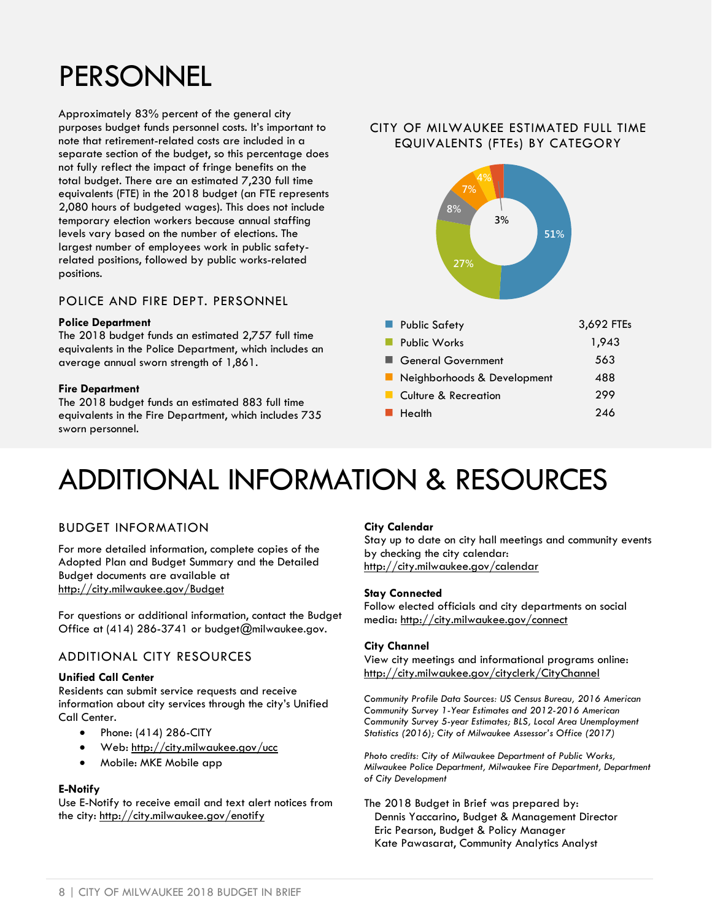# PERSONNEL

Approximately 83% percent of the general city purposes budget funds personnel costs. It's important to note that retirement-related costs are included in a separate section of the budget, so this percentage does not fully reflect the impact of fringe benefits on the total budget. There are an estimated 7,230 full time equivalents (FTE) in the 2018 budget (an FTE represents 2,080 hours of budgeted wages). This does not include temporary election workers because annual staffing levels vary based on the number of elections. The largest number of employees work in public safety-related positions, followed by public works-related positions.

## POLICE AND FIRE DEPT. PERSONNEL

**Police Department**
The 2018 budget funds an estimated 2,757 full time equivalents in the Police Department, which includes an average annual sworn strength of 1,861.

**Fire Department**
The 2018 budget funds an estimated 883 full time equivalents in the Fire Department, which includes 735 sworn personnel.

CITY OF MILWAUKEE ESTIMATED FULL TIME EQUIVALENTS (FTEs) BY CATEGORY

51%
27%
8%
7%
4%
3%

Public Safety 3,692 FTEs
Public Works 1,943
General Government 563
Neighborhoods & Development 488
Culture & Recreation 299
Health 246

# ADDITIONAL INFORMATION & RESOURCES

## BUDGET INFORMATION

For more detailed information, complete copies of the Adopted Plan and Budget Summary and the Detailed Budget documents are available at http://city.milwaukee.gov/Budget

For questions or additional information, contact the Budget Office at (414) 286-3741 or budget@milwaukee.gov.

## ADDITIONAL CITY RESOURCES

**Unified Call Center**
Residents can submit service requests and receive information about city services through the city's Unified Call Center.

- Phone: (414) 286-CITY
- Web: http://city.milwaukee.gov/ucc
- Mobile: MKE Mobile app

**E-Notify**
Use E-Notify to receive email and text alert notices from the city: http://city.milwaukee.gov/enotify

**City Calendar**
Stay up to date on city hall meetings and community events by checking the city calendar: http://city.milwaukee.gov/calendar

**Stay Connected**
Follow elected officials and city departments on social media: http://city.milwaukee.gov/connect

**City Channel**
View city meetings and informational programs online: http://city.milwaukee.gov/cityclerk/CityChannel

*Community Profile Data Sources: US Census Bureau, 2016 American Community Survey 1-Year Estimates and 2012-2016 American Community Survey 5-year Estimates; BLS, Local Area Unemployment Statistics (2016); City of Milwaukee Assessor's Office (2017)*

*Photo credits: City of Milwaukee Department of Public Works, Milwaukee Police Department, Milwaukee Fire Department, Department of City Development*

The 2018 Budget in Brief was prepared by:
Dennis Yaccarino, Budget & Management Director
Eric Pearson, Budget & Policy Manager
Kate Pawasarat, Community Analytics Analyst